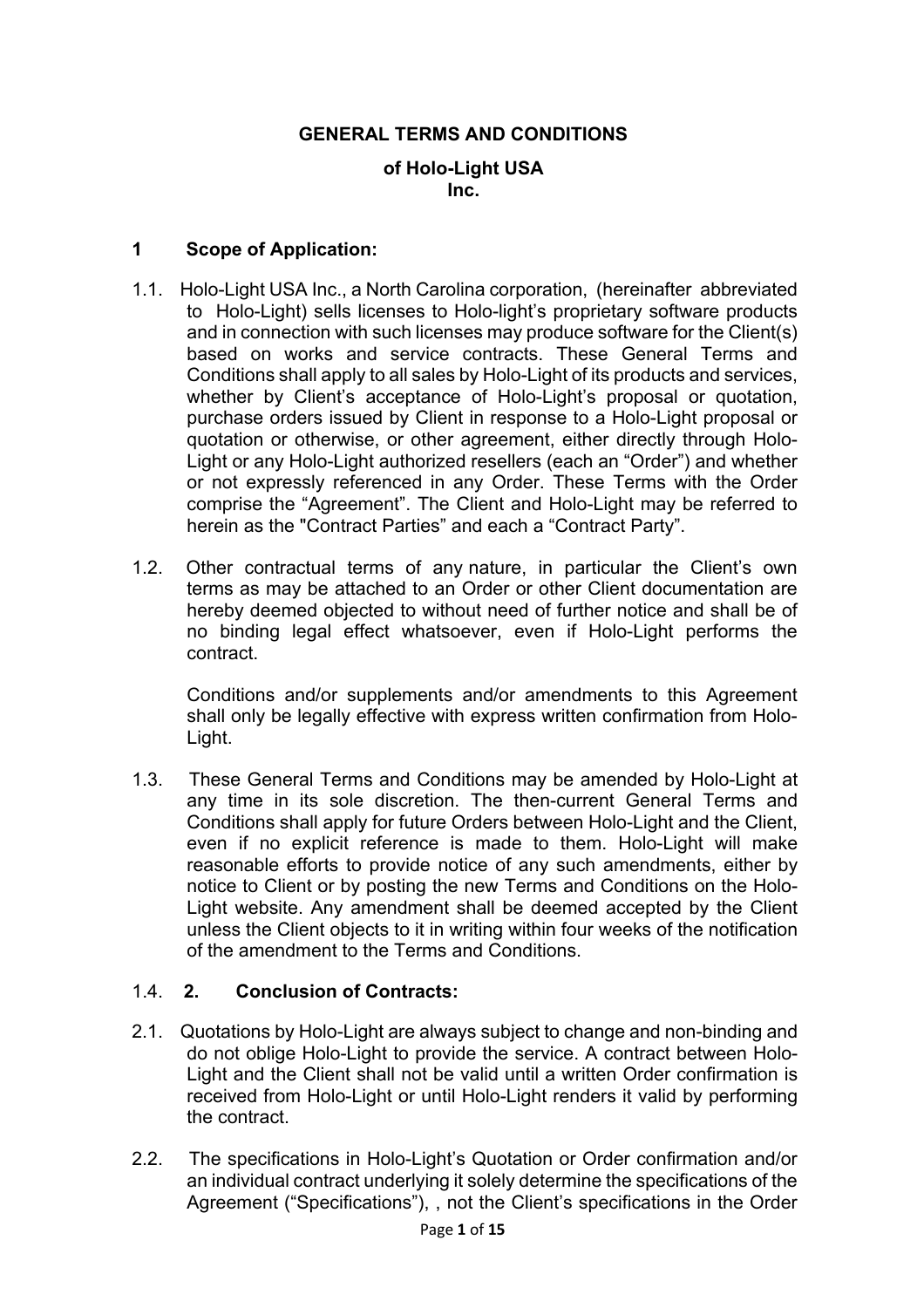# GENERAL TERMS AND CONDITIONS

**of Holo-Light USA Inc.**

## 1 Scope of Application:

1.1. Holo-Light USA Inc., a North Carolina corporation, (hereinafter abbreviated to Holo-Light) sells licenses to Holo-light's proprietary software products and in connection with such licenses may produce software for the Client(s) based on works and service contracts. These General Terms and Conditions shall apply to all sales by Holo-Light of its products and services, whether by Client's acceptance of Holo-Light's proposal or quotation, purchase orders issued by Client in response to a Holo-Light proposal or quotation or otherwise, or other agreement, either directly through Holo-Light or any Holo-Light authorized resellers (each an "Order") and whether or not expressly referenced in any Order. These Terms with the Order comprise the "Agreement". The Client and Holo-Light may be referred to herein as the "Contract Parties" and each a "Contract Party".

1.2. Other contractual terms of any nature, in particular the Client's own terms as may be attached to an Order or other Client documentation are hereby deemed objected to without need of further notice and shall be of no binding legal effect whatsoever, even if Holo-Light performs the contract.

Conditions and/or supplements and/or amendments to this Agreement shall only be legally effective with express written confirmation from Holo-Light.

1.3. These General Terms and Conditions may be amended by Holo-Light at any time in its sole discretion. The then-current General Terms and Conditions shall apply for future Orders between Holo-Light and the Client, even if no explicit reference is made to them. Holo-Light will make reasonable efforts to provide notice of any such amendments, either by notice to Client or by posting the new Terms and Conditions on the Holo-Light website. Any amendment shall be deemed accepted by the Client unless the Client objects to it in writing within four weeks of the notification of the amendment to the Terms and Conditions.

## 1.4. 2. Conclusion of Contracts:

2.1. Quotations by Holo-Light are always subject to change and non-binding and do not oblige Holo-Light to provide the service. A contract between Holo-Light and the Client shall not be valid until a written Order confirmation is received from Holo-Light or until Holo-Light renders it valid by performing the contract.

2.2. The specifications in Holo-Light's Quotation or Order confirmation and/or an individual contract underlying it solely determine the specifications of the Agreement ("Specifications"), , not the Client's specifications in the Order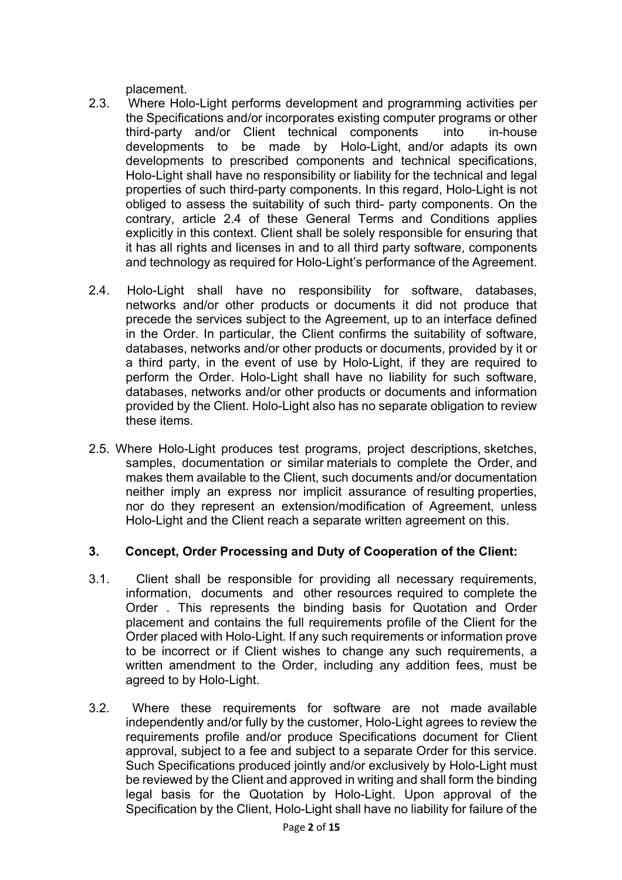placement.

2.3. Where Holo-Light performs development and programming activities per the Specifications and/or incorporates existing computer programs or other third-party and/or Client technical components into in-house developments to be made by Holo-Light, and/or adapts its own developments to prescribed components and technical specifications, Holo-Light shall have no responsibility or liability for the technical and legal properties of such third-party components. In this regard, Holo-Light is not obliged to assess the suitability of such third- party components. On the contrary, article 2.4 of these General Terms and Conditions applies explicitly in this context. Client shall be solely responsible for ensuring that it has all rights and licenses in and to all third party software, components and technology as required for Holo-Light's performance of the Agreement.

2.4. Holo-Light shall have no responsibility for software, databases, networks and/or other products or documents it did not produce that precede the services subject to the Agreement, up to an interface defined in the Order. In particular, the Client confirms the suitability of software, databases, networks and/or other products or documents, provided by it or a third party, in the event of use by Holo-Light, if they are required to perform the Order. Holo-Light shall have no liability for such software, databases, networks and/or other products or documents and information provided by the Client. Holo-Light also has no separate obligation to review these items.

2.5. Where Holo-Light produces test programs, project descriptions, sketches, samples, documentation or similar materials to complete the Order, and makes them available to the Client, such documents and/or documentation neither imply an express nor implicit assurance of resulting properties, nor do they represent an extension/modification of Agreement, unless Holo-Light and the Client reach a separate written agreement on this.

## 3. Concept, Order Processing and Duty of Cooperation of the Client:

3.1. Client shall be responsible for providing all necessary requirements, information, documents and other resources required to complete the Order . This represents the binding basis for Quotation and Order placement and contains the full requirements profile of the Client for the Order placed with Holo-Light. If any such requirements or information prove to be incorrect or if Client wishes to change any such requirements, a written amendment to the Order, including any addition fees, must be agreed to by Holo-Light.

3.2. Where these requirements for software are not made available independently and/or fully by the customer, Holo-Light agrees to review the requirements profile and/or produce Specifications document for Client approval, subject to a fee and subject to a separate Order for this service. Such Specifications produced jointly and/or exclusively by Holo-Light must be reviewed by the Client and approved in writing and shall form the binding legal basis for the Quotation by Holo-Light. Upon approval of the Specification by the Client, Holo-Light shall have no liability for failure of the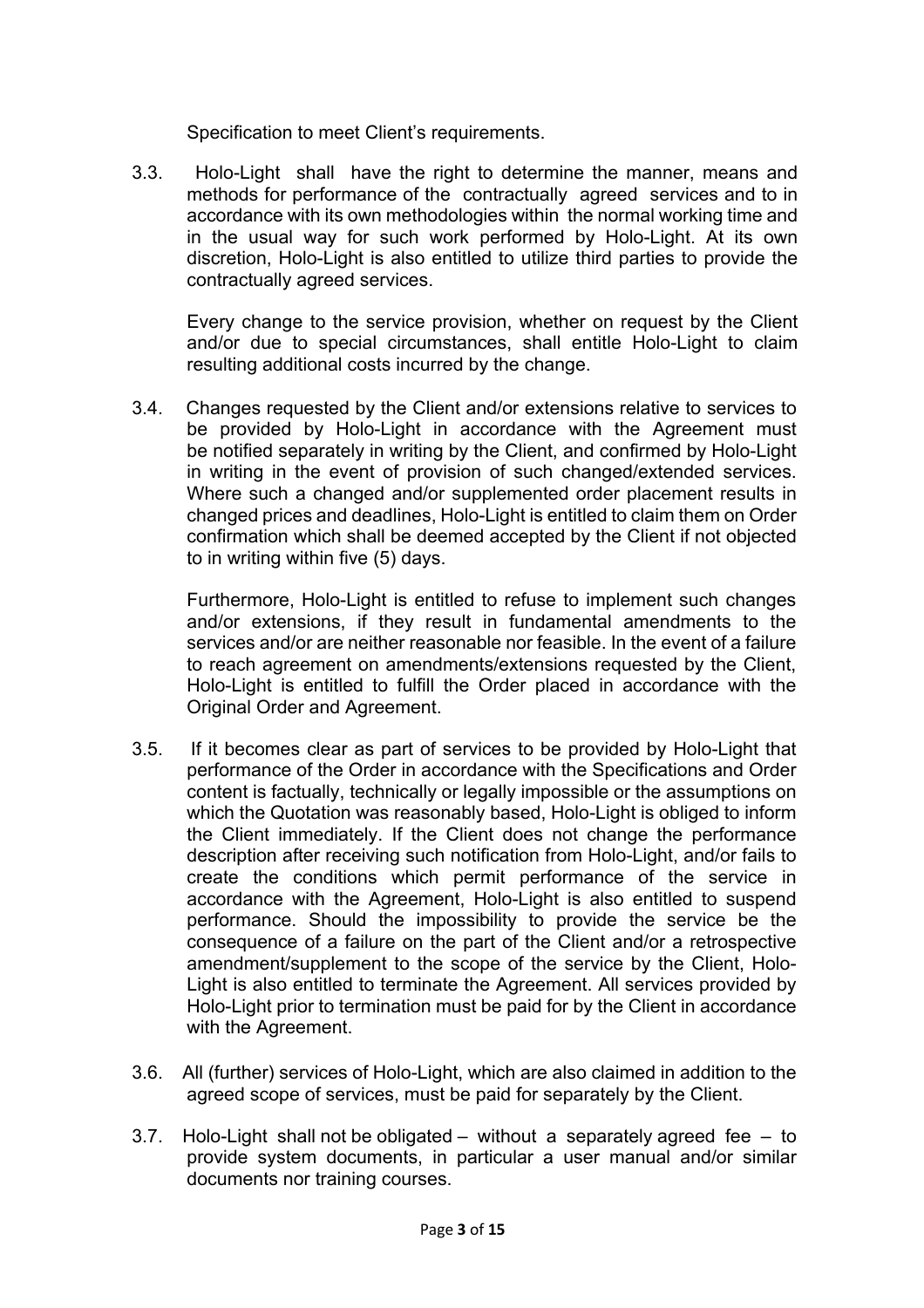Specification to meet Client's requirements.

3.3. Holo-Light shall have the right to determine the manner, means and methods for performance of the contractually agreed services and to in accordance with its own methodologies within the normal working time and in the usual way for such work performed by Holo-Light. At its own discretion, Holo-Light is also entitled to utilize third parties to provide the contractually agreed services.

Every change to the service provision, whether on request by the Client and/or due to special circumstances, shall entitle Holo-Light to claim resulting additional costs incurred by the change.

3.4. Changes requested by the Client and/or extensions relative to services to be provided by Holo-Light in accordance with the Agreement must be notified separately in writing by the Client, and confirmed by Holo-Light in writing in the event of provision of such changed/extended services. Where such a changed and/or supplemented order placement results in changed prices and deadlines, Holo-Light is entitled to claim them on Order confirmation which shall be deemed accepted by the Client if not objected to in writing within five (5) days.

Furthermore, Holo-Light is entitled to refuse to implement such changes and/or extensions, if they result in fundamental amendments to the services and/or are neither reasonable nor feasible. In the event of a failure to reach agreement on amendments/extensions requested by the Client, Holo-Light is entitled to fulfill the Order placed in accordance with the Original Order and Agreement.

3.5. If it becomes clear as part of services to be provided by Holo-Light that performance of the Order in accordance with the Specifications and Order content is factually, technically or legally impossible or the assumptions on which the Quotation was reasonably based, Holo-Light is obliged to inform the Client immediately. If the Client does not change the performance description after receiving such notification from Holo-Light, and/or fails to create the conditions which permit performance of the service in accordance with the Agreement, Holo-Light is also entitled to suspend performance. Should the impossibility to provide the service be the consequence of a failure on the part of the Client and/or a retrospective amendment/supplement to the scope of the service by the Client, Holo-Light is also entitled to terminate the Agreement. All services provided by Holo-Light prior to termination must be paid for by the Client in accordance with the Agreement.

3.6. All (further) services of Holo-Light, which are also claimed in addition to the agreed scope of services, must be paid for separately by the Client.

3.7. Holo-Light shall not be obligated – without a separately agreed fee – to provide system documents, in particular a user manual and/or similar documents nor training courses.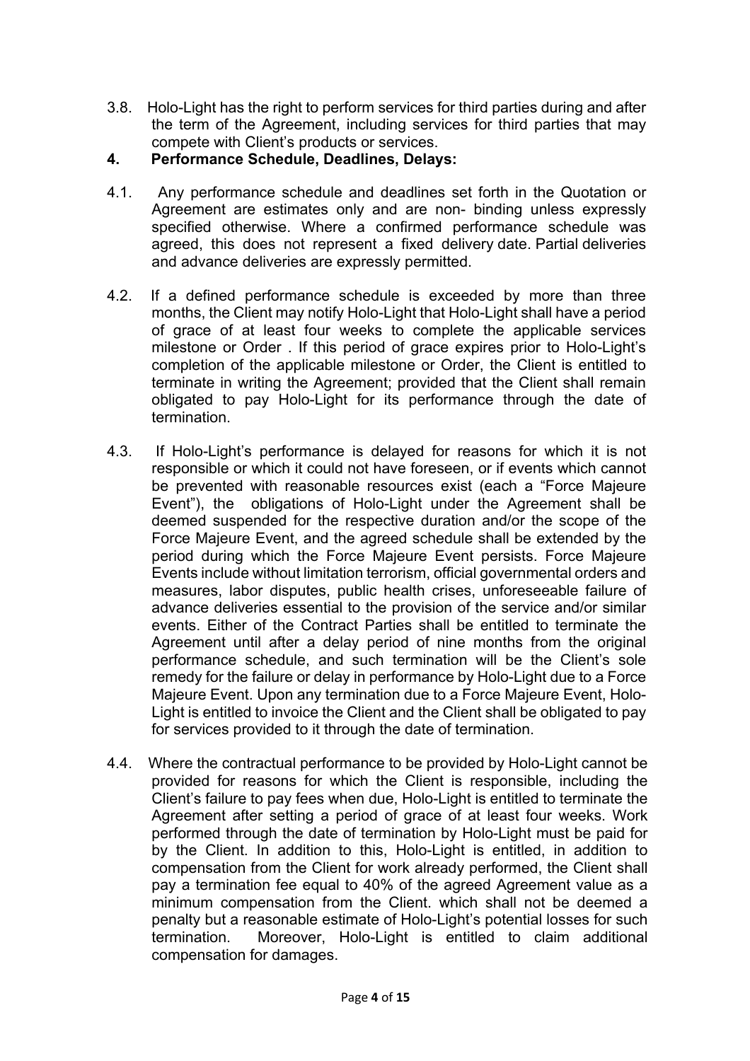3.8. Holo-Light has the right to perform services for third parties during and after the term of the Agreement, including services for third parties that may compete with Client's products or services.

## 4. Performance Schedule, Deadlines, Delays:

4.1. Any performance schedule and deadlines set forth in the Quotation or Agreement are estimates only and are non- binding unless expressly specified otherwise. Where a confirmed performance schedule was agreed, this does not represent a fixed delivery date. Partial deliveries and advance deliveries are expressly permitted.

4.2. If a defined performance schedule is exceeded by more than three months, the Client may notify Holo-Light that Holo-Light shall have a period of grace of at least four weeks to complete the applicable services milestone or Order . If this period of grace expires prior to Holo-Light's completion of the applicable milestone or Order, the Client is entitled to terminate in writing the Agreement; provided that the Client shall remain obligated to pay Holo-Light for its performance through the date of termination.

4.3. If Holo-Light's performance is delayed for reasons for which it is not responsible or which it could not have foreseen, or if events which cannot be prevented with reasonable resources exist (each a "Force Majeure Event"), the obligations of Holo-Light under the Agreement shall be deemed suspended for the respective duration and/or the scope of the Force Majeure Event, and the agreed schedule shall be extended by the period during which the Force Majeure Event persists. Force Majeure Events include without limitation terrorism, official governmental orders and measures, labor disputes, public health crises, unforeseeable failure of advance deliveries essential to the provision of the service and/or similar events. Either of the Contract Parties shall be entitled to terminate the Agreement until after a delay period of nine months from the original performance schedule, and such termination will be the Client's sole remedy for the failure or delay in performance by Holo-Light due to a Force Majeure Event. Upon any termination due to a Force Majeure Event, Holo-Light is entitled to invoice the Client and the Client shall be obligated to pay for services provided to it through the date of termination.

4.4. Where the contractual performance to be provided by Holo-Light cannot be provided for reasons for which the Client is responsible, including the Client's failure to pay fees when due, Holo-Light is entitled to terminate the Agreement after setting a period of grace of at least four weeks. Work performed through the date of termination by Holo-Light must be paid for by the Client. In addition to this, Holo-Light is entitled, in addition to compensation from the Client for work already performed, the Client shall pay a termination fee equal to 40% of the agreed Agreement value as a minimum compensation from the Client. which shall not be deemed a penalty but a reasonable estimate of Holo-Light's potential losses for such termination. Moreover, Holo-Light is entitled to claim additional compensation for damages.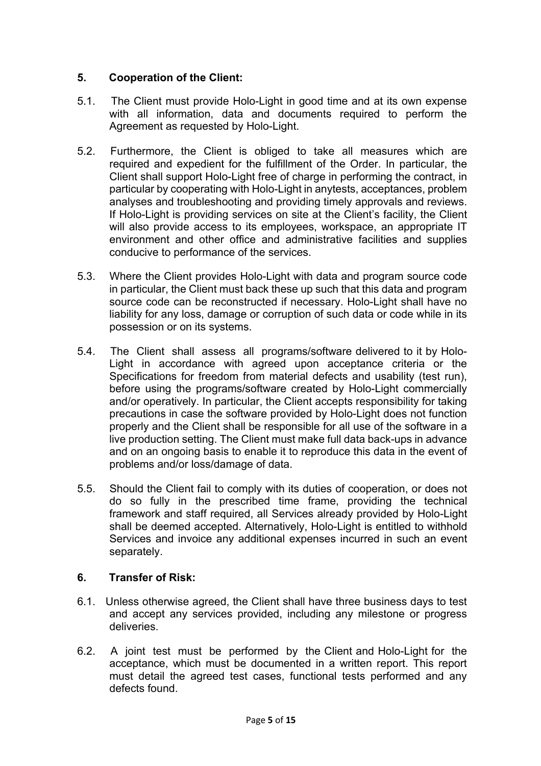## 5. Cooperation of the Client:

5.1. The Client must provide Holo-Light in good time and at its own expense with all information, data and documents required to perform the Agreement as requested by Holo-Light.

5.2. Furthermore, the Client is obliged to take all measures which are required and expedient for the fulfillment of the Order. In particular, the Client shall support Holo-Light free of charge in performing the contract, in particular by cooperating with Holo-Light in anytests, acceptances, problem analyses and troubleshooting and providing timely approvals and reviews. If Holo-Light is providing services on site at the Client's facility, the Client will also provide access to its employees, workspace, an appropriate IT environment and other office and administrative facilities and supplies conducive to performance of the services.

5.3. Where the Client provides Holo-Light with data and program source code in particular, the Client must back these up such that this data and program source code can be reconstructed if necessary. Holo-Light shall have no liability for any loss, damage or corruption of such data or code while in its possession or on its systems.

5.4. The Client shall assess all programs/software delivered to it by Holo-Light in accordance with agreed upon acceptance criteria or the Specifications for freedom from material defects and usability (test run), before using the programs/software created by Holo-Light commercially and/or operatively. In particular, the Client accepts responsibility for taking precautions in case the software provided by Holo-Light does not function properly and the Client shall be responsible for all use of the software in a live production setting. The Client must make full data back-ups in advance and on an ongoing basis to enable it to reproduce this data in the event of problems and/or loss/damage of data.

5.5. Should the Client fail to comply with its duties of cooperation, or does not do so fully in the prescribed time frame, providing the technical framework and staff required, all Services already provided by Holo-Light shall be deemed accepted. Alternatively, Holo-Light is entitled to withhold Services and invoice any additional expenses incurred in such an event separately.

## 6. Transfer of Risk:

6.1. Unless otherwise agreed, the Client shall have three business days to test and accept any services provided, including any milestone or progress deliveries.

6.2. A joint test must be performed by the Client and Holo-Light for the acceptance, which must be documented in a written report. This report must detail the agreed test cases, functional tests performed and any defects found.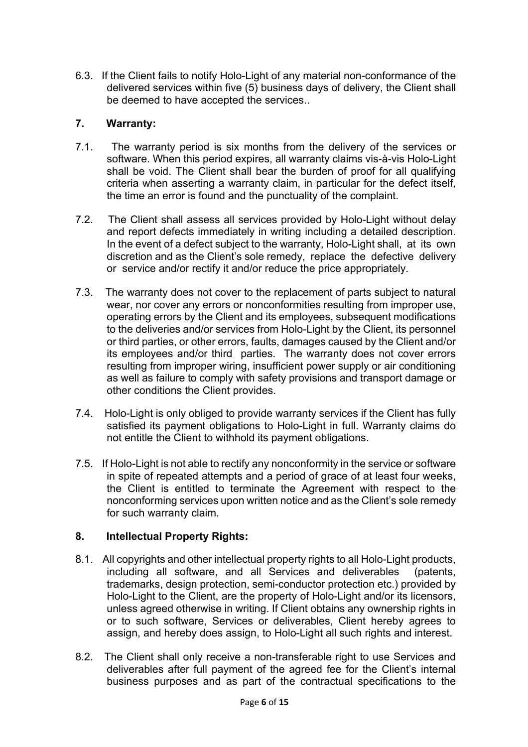6.3. If the Client fails to notify Holo-Light of any material non-conformance of the delivered services within five (5) business days of delivery, the Client shall be deemed to have accepted the services..

## 7. Warranty:

7.1. The warranty period is six months from the delivery of the services or software. When this period expires, all warranty claims vis-à-vis Holo-Light shall be void. The Client shall bear the burden of proof for all qualifying criteria when asserting a warranty claim, in particular for the defect itself, the time an error is found and the punctuality of the complaint.

7.2. The Client shall assess all services provided by Holo-Light without delay and report defects immediately in writing including a detailed description. In the event of a defect subject to the warranty, Holo-Light shall, at its own discretion and as the Client's sole remedy, replace the defective delivery or service and/or rectify it and/or reduce the price appropriately.

7.3. The warranty does not cover to the replacement of parts subject to natural wear, nor cover any errors or nonconformities resulting from improper use, operating errors by the Client and its employees, subsequent modifications to the deliveries and/or services from Holo-Light by the Client, its personnel or third parties, or other errors, faults, damages caused by the Client and/or its employees and/or third parties. The warranty does not cover errors resulting from improper wiring, insufficient power supply or air conditioning as well as failure to comply with safety provisions and transport damage or other conditions the Client provides.

7.4. Holo-Light is only obliged to provide warranty services if the Client has fully satisfied its payment obligations to Holo-Light in full. Warranty claims do not entitle the Client to withhold its payment obligations.

7.5. If Holo-Light is not able to rectify any nonconformity in the service or software in spite of repeated attempts and a period of grace of at least four weeks, the Client is entitled to terminate the Agreement with respect to the nonconforming services upon written notice and as the Client's sole remedy for such warranty claim.

## 8. Intellectual Property Rights:

8.1. All copyrights and other intellectual property rights to all Holo-Light products, including all software, and all Services and deliverables (patents, trademarks, design protection, semi-conductor protection etc.) provided by Holo-Light to the Client, are the property of Holo-Light and/or its licensors, unless agreed otherwise in writing. If Client obtains any ownership rights in or to such software, Services or deliverables, Client hereby agrees to assign, and hereby does assign, to Holo-Light all such rights and interest.

8.2. The Client shall only receive a non-transferable right to use Services and deliverables after full payment of the agreed fee for the Client's internal business purposes and as part of the contractual specifications to the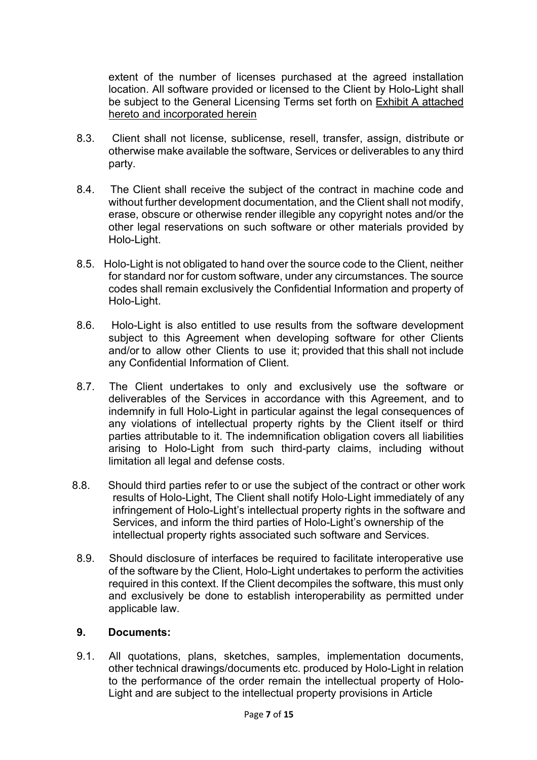extent of the number of licenses purchased at the agreed installation location. All software provided or licensed to the Client by Holo-Light shall be subject to the General Licensing Terms set forth on <u>Exhibit A attached hereto and incorporated herein</u>

8.3. Client shall not license, sublicense, resell, transfer, assign, distribute or otherwise make available the software, Services or deliverables to any third party.

8.4. The Client shall receive the subject of the contract in machine code and without further development documentation, and the Client shall not modify, erase, obscure or otherwise render illegible any copyright notes and/or the other legal reservations on such software or other materials provided by Holo-Light.

8.5. Holo-Light is not obligated to hand over the source code to the Client, neither for standard nor for custom software, under any circumstances. The source codes shall remain exclusively the Confidential Information and property of Holo-Light.

8.6. Holo-Light is also entitled to use results from the software development subject to this Agreement when developing software for other Clients and/or to allow other Clients to use it; provided that this shall not include any Confidential Information of Client.

8.7. The Client undertakes to only and exclusively use the software or deliverables of the Services in accordance with this Agreement, and to indemnify in full Holo-Light in particular against the legal consequences of any violations of intellectual property rights by the Client itself or third parties attributable to it. The indemnification obligation covers all liabilities arising to Holo-Light from such third-party claims, including without limitation all legal and defense costs.

8.8. Should third parties refer to or use the subject of the contract or other work results of Holo-Light, The Client shall notify Holo-Light immediately of any infringement of Holo-Light's intellectual property rights in the software and Services, and inform the third parties of Holo-Light's ownership of the intellectual property rights associated such software and Services.

8.9. Should disclosure of interfaces be required to facilitate interoperative use of the software by the Client, Holo-Light undertakes to perform the activities required in this context. If the Client decompiles the software, this must only and exclusively be done to establish interoperability as permitted under applicable law.

## 9. Documents:

9.1. All quotations, plans, sketches, samples, implementation documents, other technical drawings/documents etc. produced by Holo-Light in relation to the performance of the order remain the intellectual property of Holo-Light and are subject to the intellectual property provisions in Article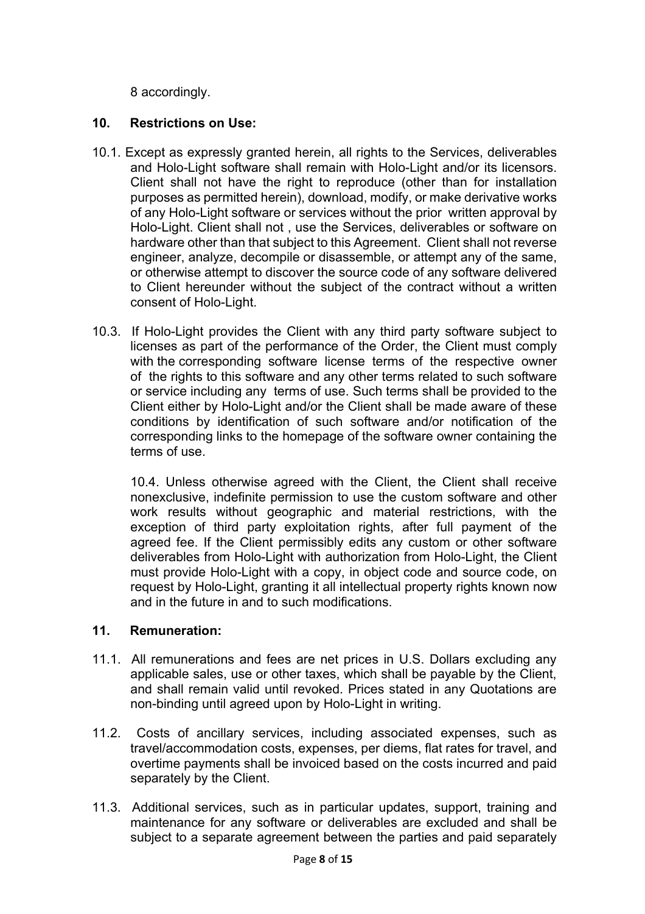8 accordingly.

## 10. Restrictions on Use:

10.1. Except as expressly granted herein, all rights to the Services, deliverables and Holo-Light software shall remain with Holo-Light and/or its licensors. Client shall not have the right to reproduce (other than for installation purposes as permitted herein), download, modify, or make derivative works of any Holo-Light software or services without the prior written approval by Holo-Light. Client shall not , use the Services, deliverables or software on hardware other than that subject to this Agreement. Client shall not reverse engineer, analyze, decompile or disassemble, or attempt any of the same, or otherwise attempt to discover the source code of any software delivered to Client hereunder without the subject of the contract without a written consent of Holo-Light.

10.3. If Holo-Light provides the Client with any third party software subject to licenses as part of the performance of the Order, the Client must comply with the corresponding software license terms of the respective owner of the rights to this software and any other terms related to such software or service including any terms of use. Such terms shall be provided to the Client either by Holo-Light and/or the Client shall be made aware of these conditions by identification of such software and/or notification of the corresponding links to the homepage of the software owner containing the terms of use.

10.4. Unless otherwise agreed with the Client, the Client shall receive nonexclusive, indefinite permission to use the custom software and other work results without geographic and material restrictions, with the exception of third party exploitation rights, after full payment of the agreed fee. If the Client permissibly edits any custom or other software deliverables from Holo-Light with authorization from Holo-Light, the Client must provide Holo-Light with a copy, in object code and source code, on request by Holo-Light, granting it all intellectual property rights known now and in the future in and to such modifications.

## 11. Remuneration:

11.1. All remunerations and fees are net prices in U.S. Dollars excluding any applicable sales, use or other taxes, which shall be payable by the Client, and shall remain valid until revoked. Prices stated in any Quotations are non-binding until agreed upon by Holo-Light in writing.

11.2. Costs of ancillary services, including associated expenses, such as travel/accommodation costs, expenses, per diems, flat rates for travel, and overtime payments shall be invoiced based on the costs incurred and paid separately by the Client.

11.3. Additional services, such as in particular updates, support, training and maintenance for any software or deliverables are excluded and shall be subject to a separate agreement between the parties and paid separately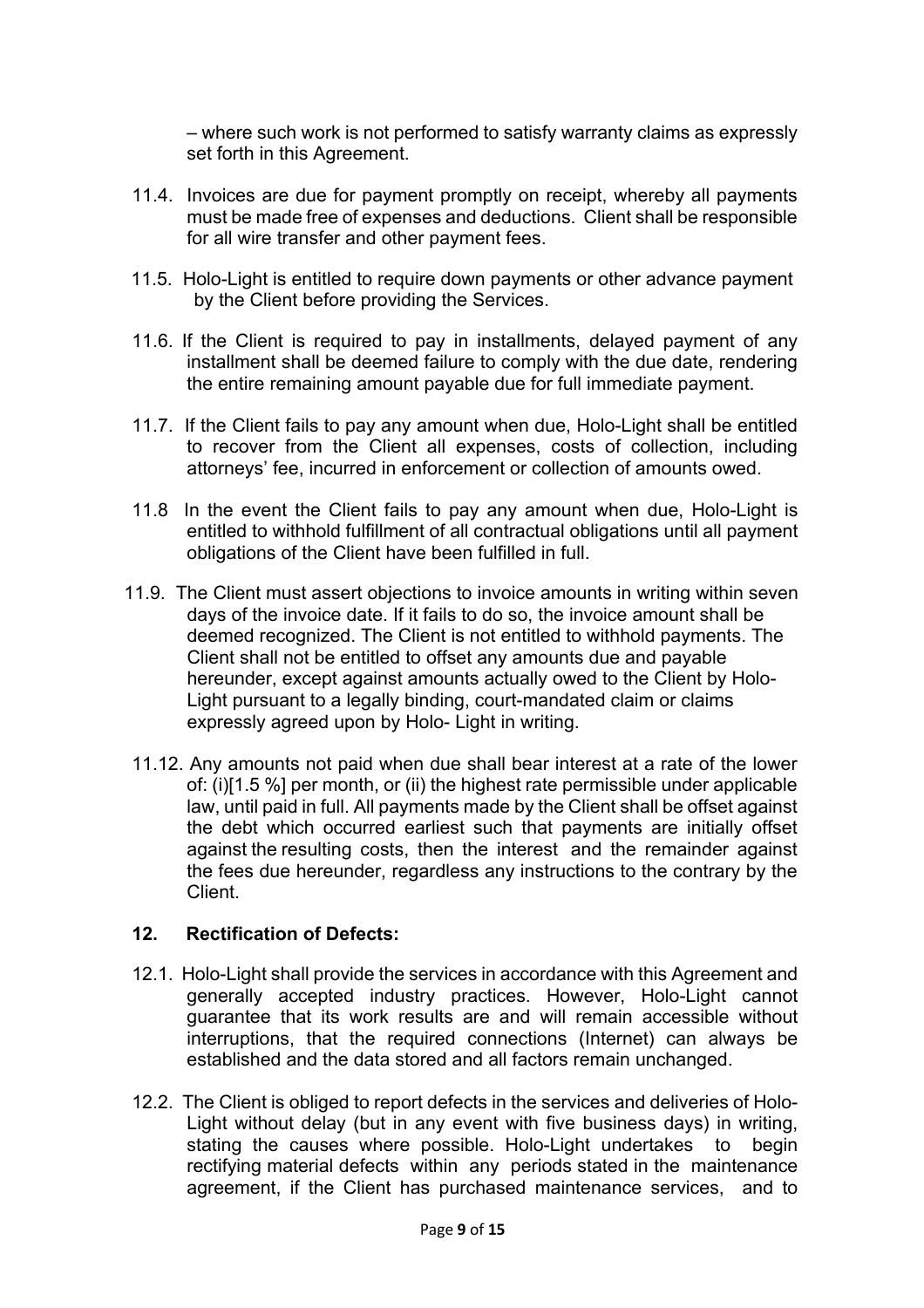– where such work is not performed to satisfy warranty claims as expressly set forth in this Agreement.

11.4. Invoices are due for payment promptly on receipt, whereby all payments must be made free of expenses and deductions. Client shall be responsible for all wire transfer and other payment fees.

11.5. Holo-Light is entitled to require down payments or other advance payment by the Client before providing the Services.

11.6. If the Client is required to pay in installments, delayed payment of any installment shall be deemed failure to comply with the due date, rendering the entire remaining amount payable due for full immediate payment.

11.7. If the Client fails to pay any amount when due, Holo-Light shall be entitled to recover from the Client all expenses, costs of collection, including attorneys' fee, incurred in enforcement or collection of amounts owed.

11.8 In the event the Client fails to pay any amount when due, Holo-Light is entitled to withhold fulfillment of all contractual obligations until all payment obligations of the Client have been fulfilled in full.

11.9. The Client must assert objections to invoice amounts in writing within seven days of the invoice date. If it fails to do so, the invoice amount shall be deemed recognized. The Client is not entitled to withhold payments. The Client shall not be entitled to offset any amounts due and payable hereunder, except against amounts actually owed to the Client by Holo-Light pursuant to a legally binding, court-mandated claim or claims expressly agreed upon by Holo- Light in writing.

11.12. Any amounts not paid when due shall bear interest at a rate of the lower of: (i)[1.5 %] per month, or (ii) the highest rate permissible under applicable law, until paid in full. All payments made by the Client shall be offset against the debt which occurred earliest such that payments are initially offset against the resulting costs, then the interest and the remainder against the fees due hereunder, regardless any instructions to the contrary by the Client.

**12. Rectification of Defects:**

12.1. Holo-Light shall provide the services in accordance with this Agreement and generally accepted industry practices. However, Holo-Light cannot guarantee that its work results are and will remain accessible without interruptions, that the required connections (Internet) can always be established and the data stored and all factors remain unchanged.

12.2. The Client is obliged to report defects in the services and deliveries of Holo-Light without delay (but in any event with five business days) in writing, stating the causes where possible. Holo-Light undertakes to begin rectifying material defects within any periods stated in the maintenance agreement, if the Client has purchased maintenance services, and to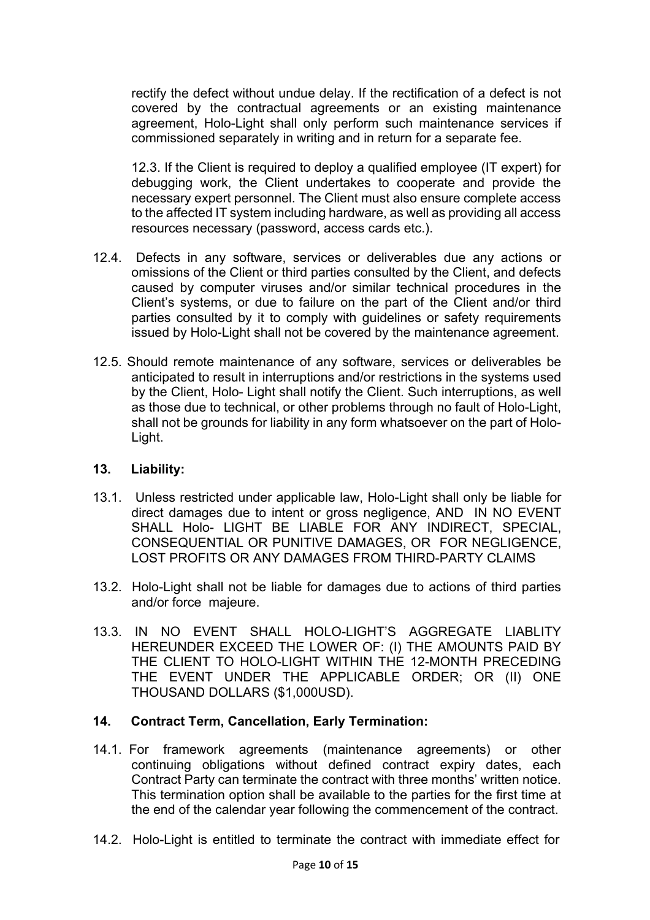rectify the defect without undue delay. If the rectification of a defect is not covered by the contractual agreements or an existing maintenance agreement, Holo-Light shall only perform such maintenance services if commissioned separately in writing and in return for a separate fee.

12.3. If the Client is required to deploy a qualified employee (IT expert) for debugging work, the Client undertakes to cooperate and provide the necessary expert personnel. The Client must also ensure complete access to the affected IT system including hardware, as well as providing all access resources necessary (password, access cards etc.).

12.4. Defects in any software, services or deliverables due any actions or omissions of the Client or third parties consulted by the Client, and defects caused by computer viruses and/or similar technical procedures in the Client's systems, or due to failure on the part of the Client and/or third parties consulted by it to comply with guidelines or safety requirements issued by Holo-Light shall not be covered by the maintenance agreement.

12.5. Should remote maintenance of any software, services or deliverables be anticipated to result in interruptions and/or restrictions in the systems used by the Client, Holo- Light shall notify the Client. Such interruptions, as well as those due to technical, or other problems through no fault of Holo-Light, shall not be grounds for liability in any form whatsoever on the part of Holo-Light.

## 13. Liability:

13.1. Unless restricted under applicable law, Holo-Light shall only be liable for direct damages due to intent or gross negligence, AND IN NO EVENT SHALL Holo- LIGHT BE LIABLE FOR ANY INDIRECT, SPECIAL, CONSEQUENTIAL OR PUNITIVE DAMAGES, OR FOR NEGLIGENCE, LOST PROFITS OR ANY DAMAGES FROM THIRD-PARTY CLAIMS

13.2. Holo-Light shall not be liable for damages due to actions of third parties and/or force majeure.

13.3. IN NO EVENT SHALL HOLO-LIGHT'S AGGREGATE LIABLITY HEREUNDER EXCEED THE LOWER OF: (I) THE AMOUNTS PAID BY THE CLIENT TO HOLO-LIGHT WITHIN THE 12-MONTH PRECEDING THE EVENT UNDER THE APPLICABLE ORDER; OR (II) ONE THOUSAND DOLLARS ($1,000USD).

## 14. Contract Term, Cancellation, Early Termination:

14.1. For framework agreements (maintenance agreements) or other continuing obligations without defined contract expiry dates, each Contract Party can terminate the contract with three months' written notice. This termination option shall be available to the parties for the first time at the end of the calendar year following the commencement of the contract.

14.2. Holo-Light is entitled to terminate the contract with immediate effect for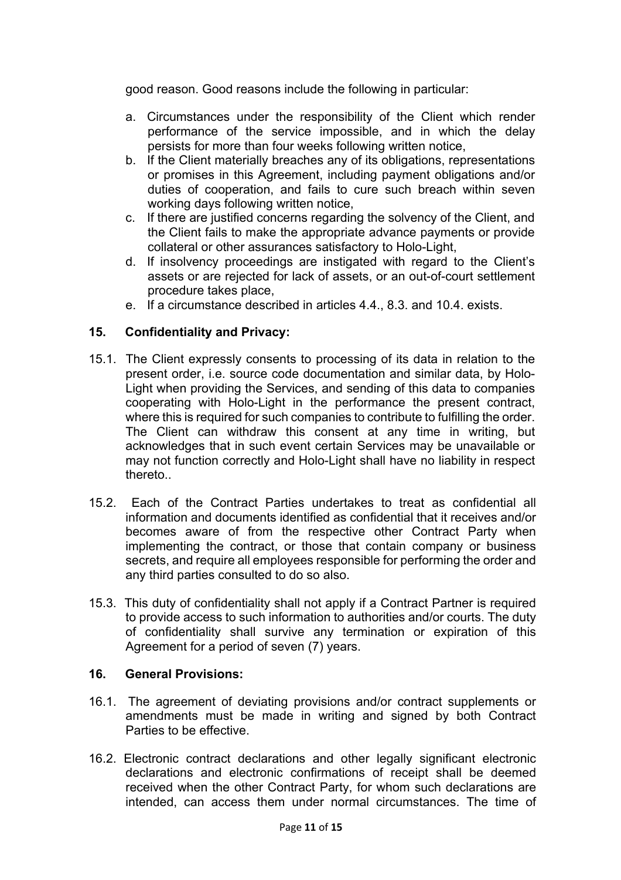good reason. Good reasons include the following in particular:

a. Circumstances under the responsibility of the Client which render performance of the service impossible, and in which the delay persists for more than four weeks following written notice,
b. If the Client materially breaches any of its obligations, representations or promises in this Agreement, including payment obligations and/or duties of cooperation, and fails to cure such breach within seven working days following written notice,
c. If there are justified concerns regarding the solvency of the Client, and the Client fails to make the appropriate advance payments or provide collateral or other assurances satisfactory to Holo-Light,
d. If insolvency proceedings are instigated with regard to the Client's assets or are rejected for lack of assets, or an out-of-court settlement procedure takes place,
e. If a circumstance described in articles 4.4., 8.3. and 10.4. exists.

## 15. Confidentiality and Privacy:

15.1. The Client expressly consents to processing of its data in relation to the present order, i.e. source code documentation and similar data, by Holo-Light when providing the Services, and sending of this data to companies cooperating with Holo-Light in the performance the present contract, where this is required for such companies to contribute to fulfilling the order. The Client can withdraw this consent at any time in writing, but acknowledges that in such event certain Services may be unavailable or may not function correctly and Holo-Light shall have no liability in respect thereto..

15.2. Each of the Contract Parties undertakes to treat as confidential all information and documents identified as confidential that it receives and/or becomes aware of from the respective other Contract Party when implementing the contract, or those that contain company or business secrets, and require all employees responsible for performing the order and any third parties consulted to do so also.

15.3. This duty of confidentiality shall not apply if a Contract Partner is required to provide access to such information to authorities and/or courts. The duty of confidentiality shall survive any termination or expiration of this Agreement for a period of seven (7) years.

## 16. General Provisions:

16.1. The agreement of deviating provisions and/or contract supplements or amendments must be made in writing and signed by both Contract Parties to be effective.

16.2. Electronic contract declarations and other legally significant electronic declarations and electronic confirmations of receipt shall be deemed received when the other Contract Party, for whom such declarations are intended, can access them under normal circumstances. The time of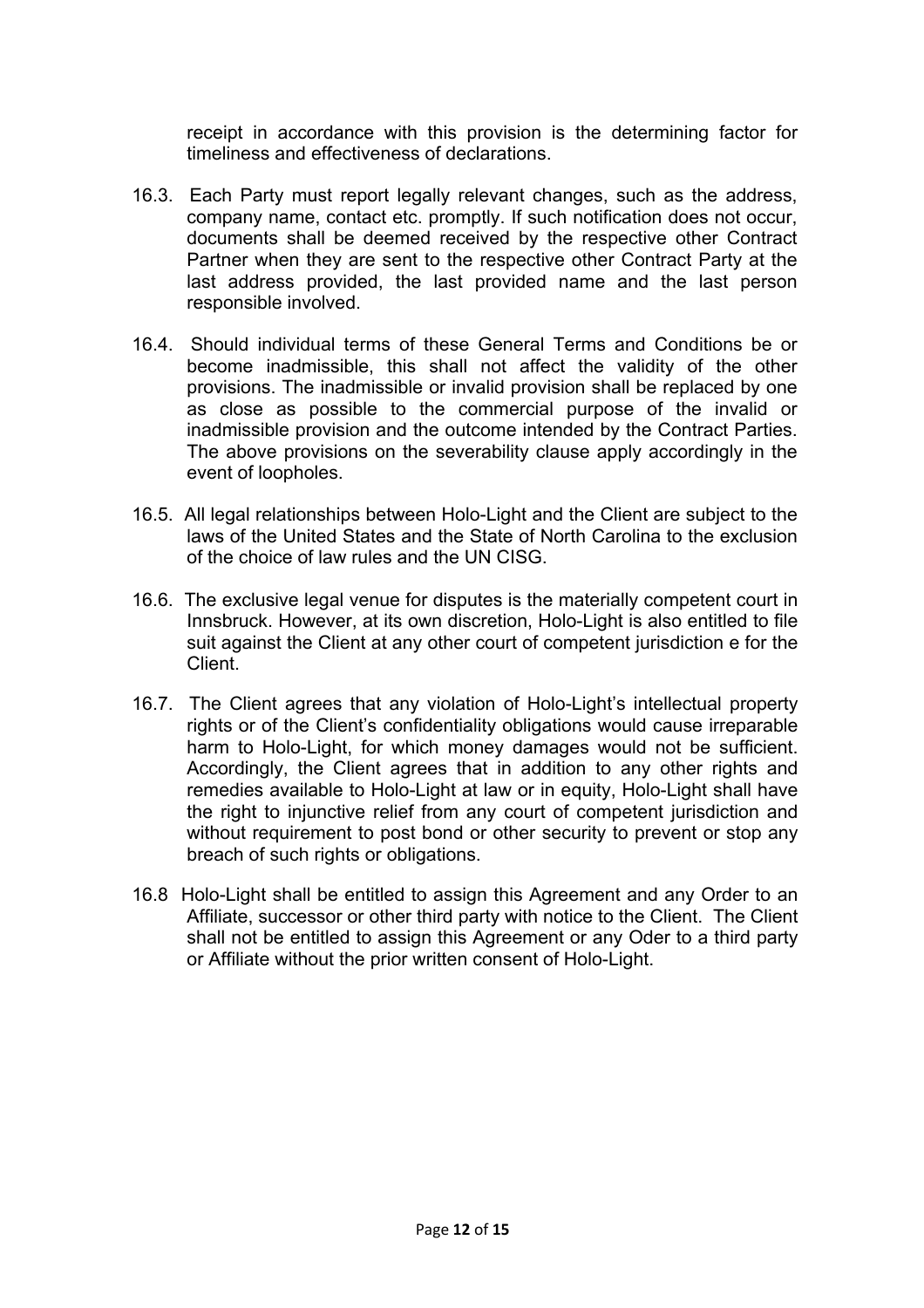receipt in accordance with this provision is the determining factor for timeliness and effectiveness of declarations.

16.3. Each Party must report legally relevant changes, such as the address, company name, contact etc. promptly. If such notification does not occur, documents shall be deemed received by the respective other Contract Partner when they are sent to the respective other Contract Party at the last address provided, the last provided name and the last person responsible involved.

16.4. Should individual terms of these General Terms and Conditions be or become inadmissible, this shall not affect the validity of the other provisions. The inadmissible or invalid provision shall be replaced by one as close as possible to the commercial purpose of the invalid or inadmissible provision and the outcome intended by the Contract Parties. The above provisions on the severability clause apply accordingly in the event of loopholes.

16.5. All legal relationships between Holo-Light and the Client are subject to the laws of the United States and the State of North Carolina to the exclusion of the choice of law rules and the UN CISG.

16.6. The exclusive legal venue for disputes is the materially competent court in Innsbruck. However, at its own discretion, Holo-Light is also entitled to file suit against the Client at any other court of competent jurisdiction e for the Client.

16.7. The Client agrees that any violation of Holo-Light's intellectual property rights or of the Client's confidentiality obligations would cause irreparable harm to Holo-Light, for which money damages would not be sufficient. Accordingly, the Client agrees that in addition to any other rights and remedies available to Holo-Light at law or in equity, Holo-Light shall have the right to injunctive relief from any court of competent jurisdiction and without requirement to post bond or other security to prevent or stop any breach of such rights or obligations.

16.8 Holo-Light shall be entitled to assign this Agreement and any Order to an Affiliate, successor or other third party with notice to the Client. The Client shall not be entitled to assign this Agreement or any Oder to a third party or Affiliate without the prior written consent of Holo-Light.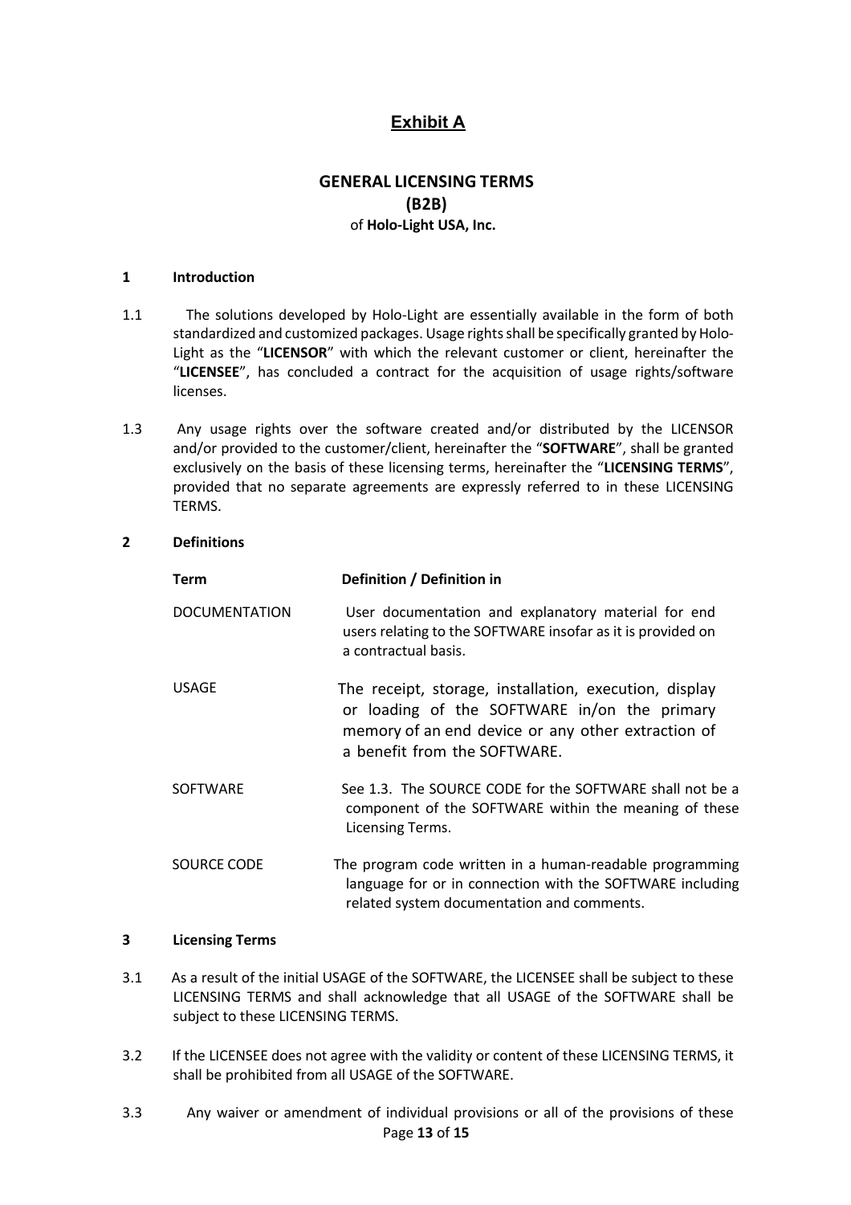## Exhibit A

### GENERAL LICENSING TERMS
### (B2B)
of **Holo-Light USA, Inc.**

**1 Introduction**

1.1 The solutions developed by Holo-Light are essentially available in the form of both standardized and customized packages. Usage rights shall be specifically granted by Holo-Light as the "**LICENSOR**" with which the relevant customer or client, hereinafter the "**LICENSEE**", has concluded a contract for the acquisition of usage rights/software licenses.

1.3 Any usage rights over the software created and/or distributed by the LICENSOR and/or provided to the customer/client, hereinafter the "**SOFTWARE**", shall be granted exclusively on the basis of these licensing terms, hereinafter the "**LICENSING TERMS**", provided that no separate agreements are expressly referred to in these LICENSING TERMS.

**2 Definitions**

| **Term** | **Definition / Definition in** |
| --- | --- |
| DOCUMENTATION | User documentation and explanatory material for end users relating to the SOFTWARE insofar as it is provided on a contractual basis. |
| USAGE | The receipt, storage, installation, execution, display or loading of the SOFTWARE in/on the primary memory of an end device or any other extraction of a benefit from the SOFTWARE. |
| SOFTWARE | See 1.3. The SOURCE CODE for the SOFTWARE shall not be a component of the SOFTWARE within the meaning of these Licensing Terms. |
| SOURCE CODE | The program code written in a human-readable programming language for or in connection with the SOFTWARE including related system documentation and comments. |

**3 Licensing Terms**

3.1 As a result of the initial USAGE of the SOFTWARE, the LICENSEE shall be subject to these LICENSING TERMS and shall acknowledge that all USAGE of the SOFTWARE shall be subject to these LICENSING TERMS.

3.2 If the LICENSEE does not agree with the validity or content of these LICENSING TERMS, it shall be prohibited from all USAGE of the SOFTWARE.

3.3 Any waiver or amendment of individual provisions or all of the provisions of these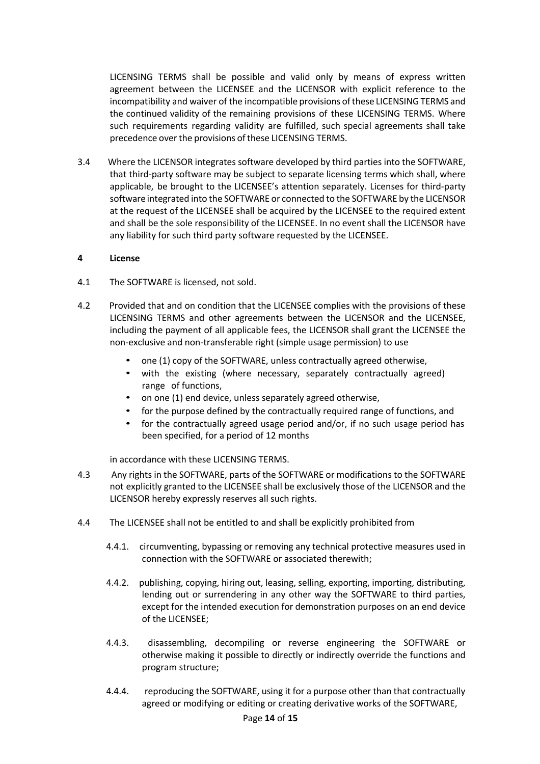LICENSING TERMS shall be possible and valid only by means of express written agreement between the LICENSEE and the LICENSOR with explicit reference to the incompatibility and waiver of the incompatible provisions of these LICENSING TERMS and the continued validity of the remaining provisions of these LICENSING TERMS. Where such requirements regarding validity are fulfilled, such special agreements shall take precedence over the provisions of these LICENSING TERMS.

3.4 Where the LICENSOR integrates software developed by third parties into the SOFTWARE, that third-party software may be subject to separate licensing terms which shall, where applicable, be brought to the LICENSEE's attention separately. Licenses for third-party software integrated into the SOFTWARE or connected to the SOFTWARE by the LICENSOR at the request of the LICENSEE shall be acquired by the LICENSEE to the required extent and shall be the sole responsibility of the LICENSEE. In no event shall the LICENSOR have any liability for such third party software requested by the LICENSEE.

**4 License**

4.1 The SOFTWARE is licensed, not sold.

4.2 Provided that and on condition that the LICENSEE complies with the provisions of these LICENSING TERMS and other agreements between the LICENSOR and the LICENSEE, including the payment of all applicable fees, the LICENSOR shall grant the LICENSEE the non-exclusive and non-transferable right (simple usage permission) to use

- one (1) copy of the SOFTWARE, unless contractually agreed otherwise,
- with the existing (where necessary, separately contractually agreed) range of functions,
- on one (1) end device, unless separately agreed otherwise,
- for the purpose defined by the contractually required range of functions, and
- for the contractually agreed usage period and/or, if no such usage period has been specified, for a period of 12 months

in accordance with these LICENSING TERMS.

4.3 Any rights in the SOFTWARE, parts of the SOFTWARE or modifications to the SOFTWARE not explicitly granted to the LICENSEE shall be exclusively those of the LICENSOR and the LICENSOR hereby expressly reserves all such rights.

4.4 The LICENSEE shall not be entitled to and shall be explicitly prohibited from

4.4.1. circumventing, bypassing or removing any technical protective measures used in connection with the SOFTWARE or associated therewith;

4.4.2. publishing, copying, hiring out, leasing, selling, exporting, importing, distributing, lending out or surrendering in any other way the SOFTWARE to third parties, except for the intended execution for demonstration purposes on an end device of the LICENSEE;

4.4.3. disassembling, decompiling or reverse engineering the SOFTWARE or otherwise making it possible to directly or indirectly override the functions and program structure;

4.4.4. reproducing the SOFTWARE, using it for a purpose other than that contractually agreed or modifying or editing or creating derivative works of the SOFTWARE,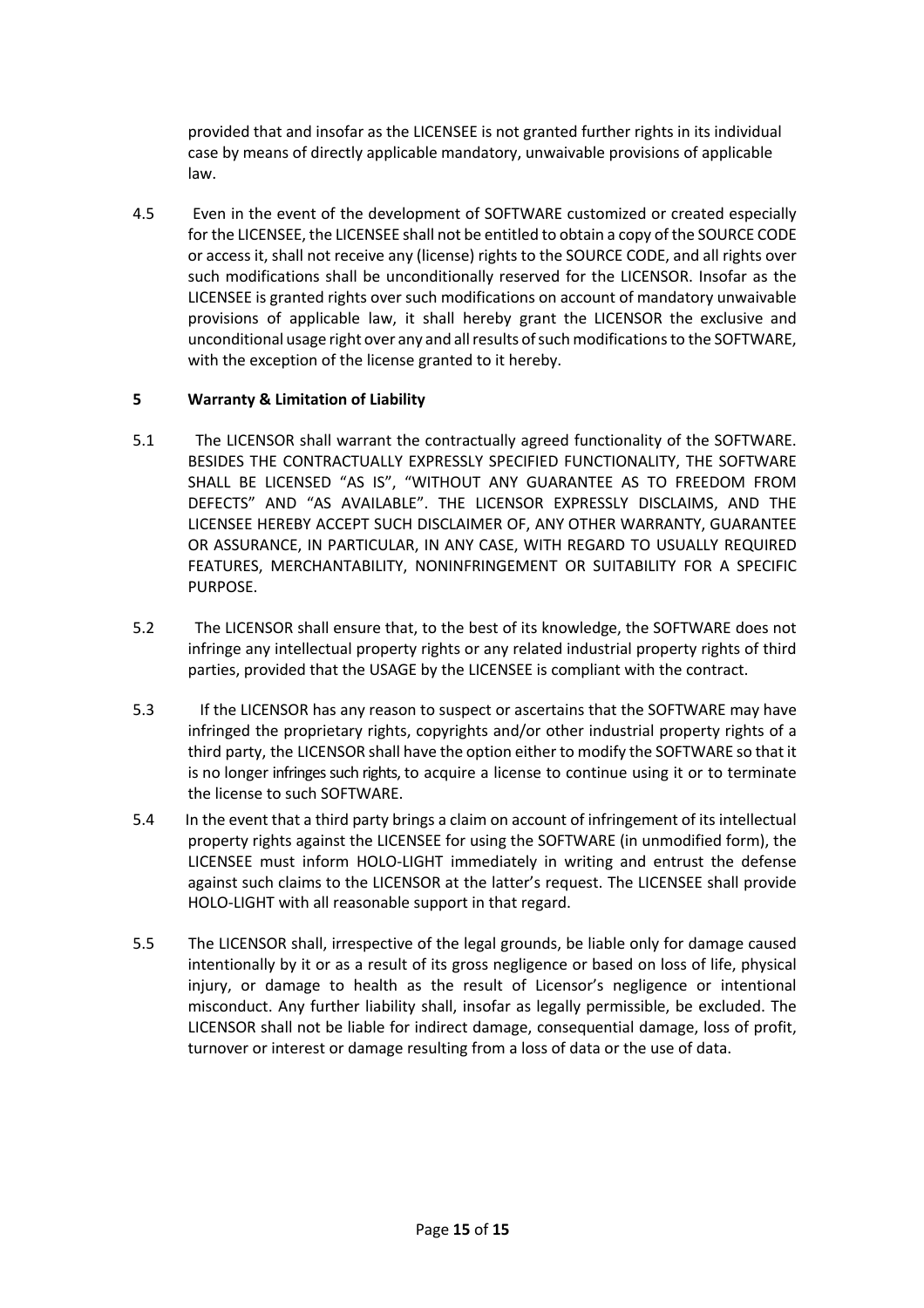provided that and insofar as the LICENSEE is not granted further rights in its individual case by means of directly applicable mandatory, unwaivable provisions of applicable law.

4.5 Even in the event of the development of SOFTWARE customized or created especially for the LICENSEE, the LICENSEE shall not be entitled to obtain a copy of the SOURCE CODE or access it, shall not receive any (license) rights to the SOURCE CODE, and all rights over such modifications shall be unconditionally reserved for the LICENSOR. Insofar as the LICENSEE is granted rights over such modifications on account of mandatory unwaivable provisions of applicable law, it shall hereby grant the LICENSOR the exclusive and unconditional usage right over any and all results of such modifications to the SOFTWARE, with the exception of the license granted to it hereby.

**5 Warranty & Limitation of Liability**

5.1 The LICENSOR shall warrant the contractually agreed functionality of the SOFTWARE. BESIDES THE CONTRACTUALLY EXPRESSLY SPECIFIED FUNCTIONALITY, THE SOFTWARE SHALL BE LICENSED "AS IS", "WITHOUT ANY GUARANTEE AS TO FREEDOM FROM DEFECTS" AND "AS AVAILABLE". THE LICENSOR EXPRESSLY DISCLAIMS, AND THE LICENSEE HEREBY ACCEPT SUCH DISCLAIMER OF, ANY OTHER WARRANTY, GUARANTEE OR ASSURANCE, IN PARTICULAR, IN ANY CASE, WITH REGARD TO USUALLY REQUIRED FEATURES, MERCHANTABILITY, NONINFRINGEMENT OR SUITABILITY FOR A SPECIFIC PURPOSE.

5.2 The LICENSOR shall ensure that, to the best of its knowledge, the SOFTWARE does not infringe any intellectual property rights or any related industrial property rights of third parties, provided that the USAGE by the LICENSEE is compliant with the contract.

5.3 If the LICENSOR has any reason to suspect or ascertains that the SOFTWARE may have infringed the proprietary rights, copyrights and/or other industrial property rights of a third party, the LICENSOR shall have the option either to modify the SOFTWARE so that it is no longer infringes such rights, to acquire a license to continue using it or to terminate the license to such SOFTWARE.

5.4 In the event that a third party brings a claim on account of infringement of its intellectual property rights against the LICENSEE for using the SOFTWARE (in unmodified form), the LICENSEE must inform HOLO-LIGHT immediately in writing and entrust the defense against such claims to the LICENSOR at the latter's request. The LICENSEE shall provide HOLO-LIGHT with all reasonable support in that regard.

5.5 The LICENSOR shall, irrespective of the legal grounds, be liable only for damage caused intentionally by it or as a result of its gross negligence or based on loss of life, physical injury, or damage to health as the result of Licensor's negligence or intentional misconduct. Any further liability shall, insofar as legally permissible, be excluded. The LICENSOR shall not be liable for indirect damage, consequential damage, loss of profit, turnover or interest or damage resulting from a loss of data or the use of data.